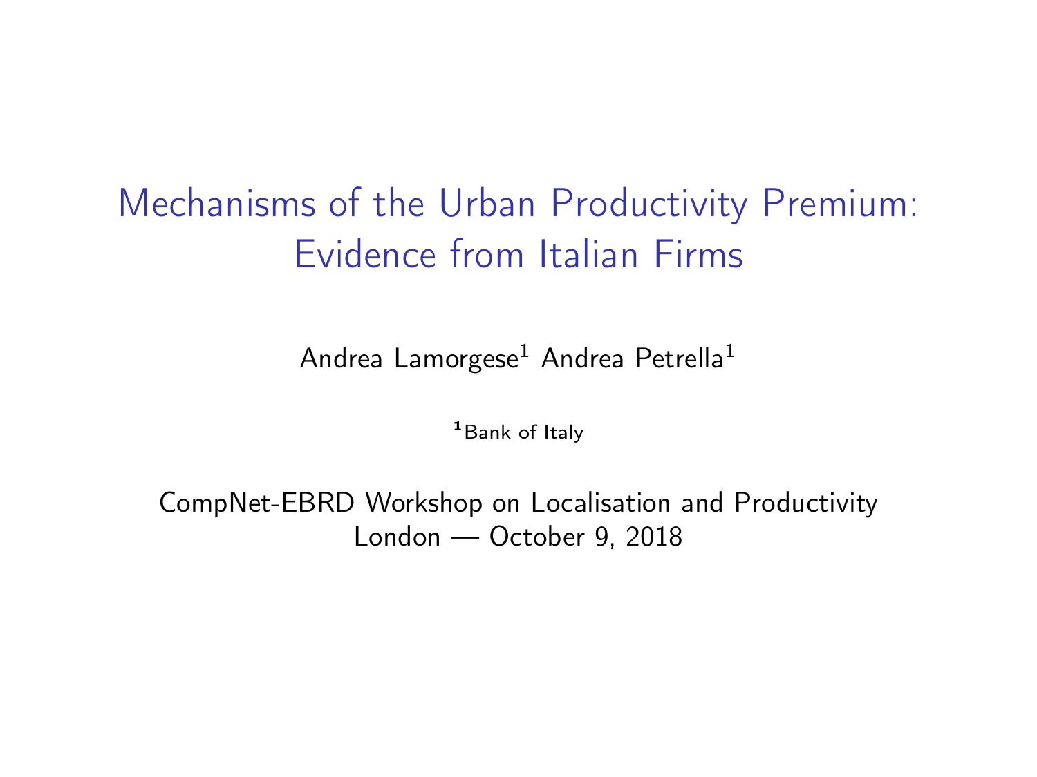# Mechanisms of the Urban Productivity Premium: Evidence from Italian Firms

Andrea Lamorgese[1] Andrea Petrella[1]

[1]Bank of Italy

CompNet-EBRD Workshop on Localisation and Productivity
London — October 9, 2018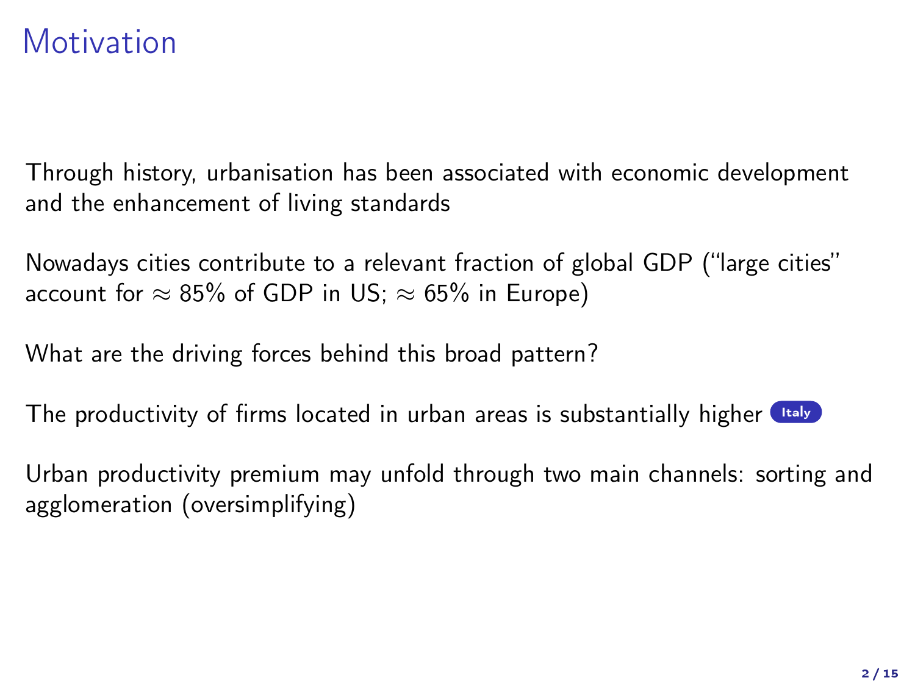# Motivation

Through history, urbanisation has been associated with economic development and the enhancement of living standards

Nowadays cities contribute to a relevant fraction of global GDP ("large cities" account for $\approx$ 85% of GDP in US; $\approx$ 65% in Europe)

What are the driving forces behind this broad pattern?

The productivity of firms located in urban areas is substantially higher Italy

Urban productivity premium may unfold through two main channels: sorting and agglomeration (oversimplifying)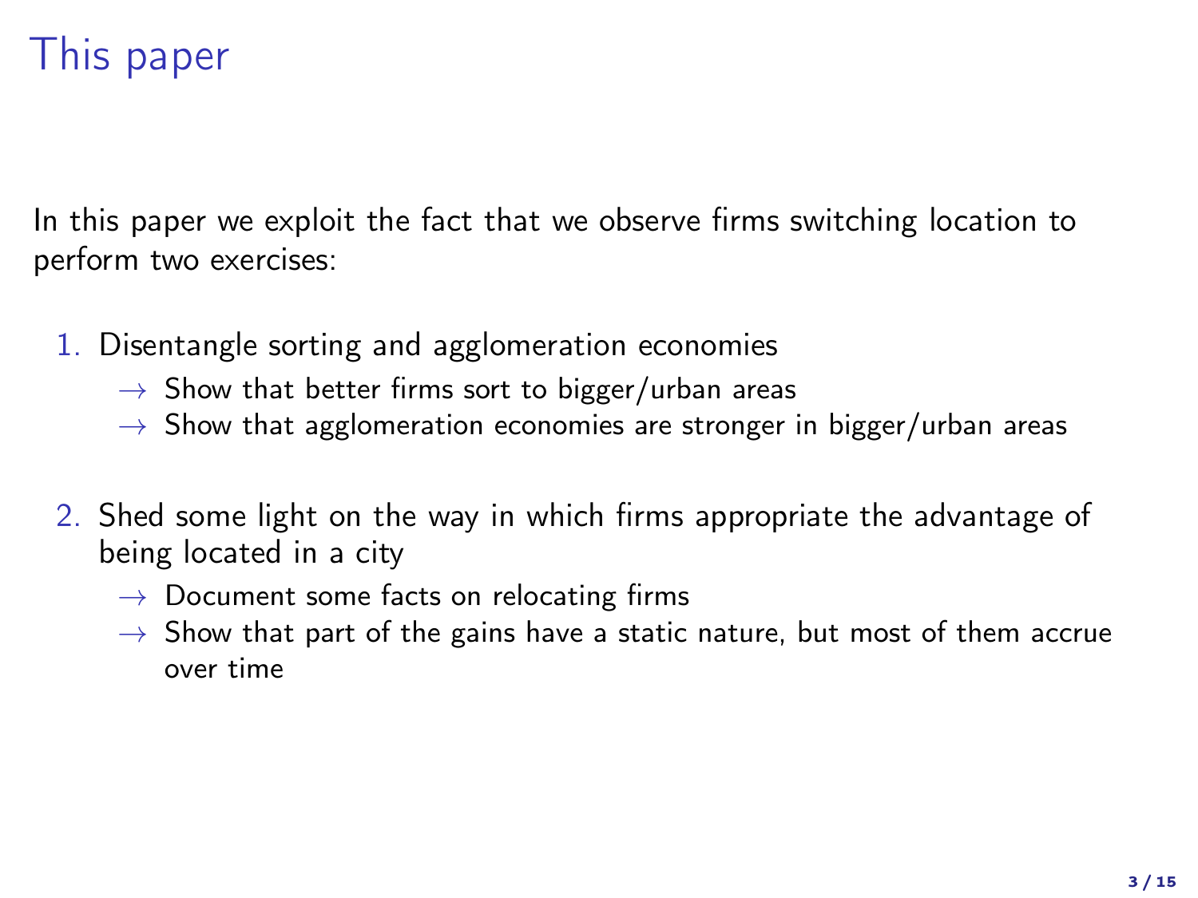# This paper

In this paper we exploit the fact that we observe firms switching location to perform two exercises:

1. Disentangle sorting and agglomeration economies
   - → Show that better firms sort to bigger/urban areas
   - → Show that agglomeration economies are stronger in bigger/urban areas

2. Shed some light on the way in which firms appropriate the advantage of being located in a city
   - → Document some facts on relocating firms
   - → Show that part of the gains have a static nature, but most of them accrue over time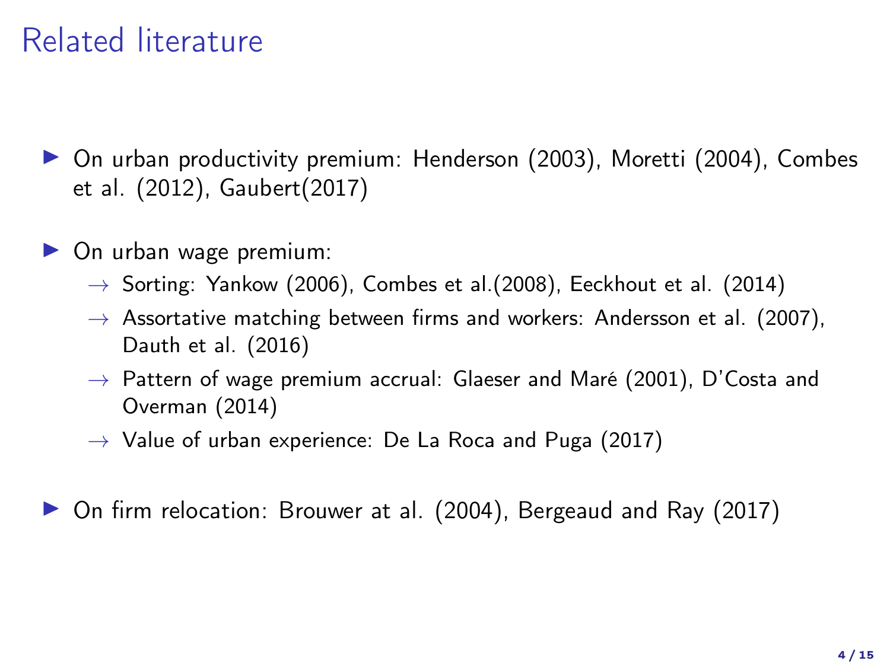# Related literature

- On urban productivity premium: Henderson (2003), Moretti (2004), Combes et al. (2012), Gaubert(2017)
- On urban wage premium:
  - → Sorting: Yankow (2006), Combes et al.(2008), Eeckhout et al. (2014)
  - → Assortative matching between firms and workers: Andersson et al. (2007), Dauth et al. (2016)
  - → Pattern of wage premium accrual: Glaeser and Maré (2001), D'Costa and Overman (2014)
  - → Value of urban experience: De La Roca and Puga (2017)
- On firm relocation: Brouwer at al. (2004), Bergeaud and Ray (2017)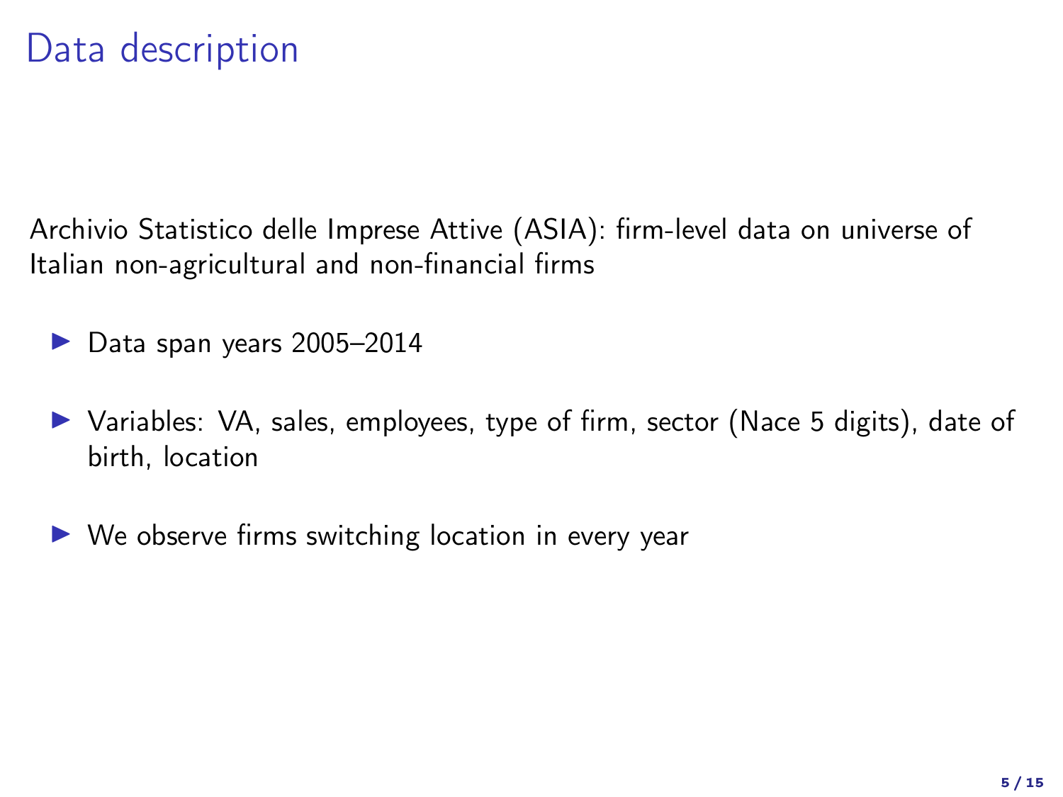# Data description

Archivio Statistico delle Imprese Attive (ASIA): firm-level data on universe of Italian non-agricultural and non-financial firms

- Data span years 2005–2014
- Variables: VA, sales, employees, type of firm, sector (Nace 5 digits), date of birth, location
- We observe firms switching location in every year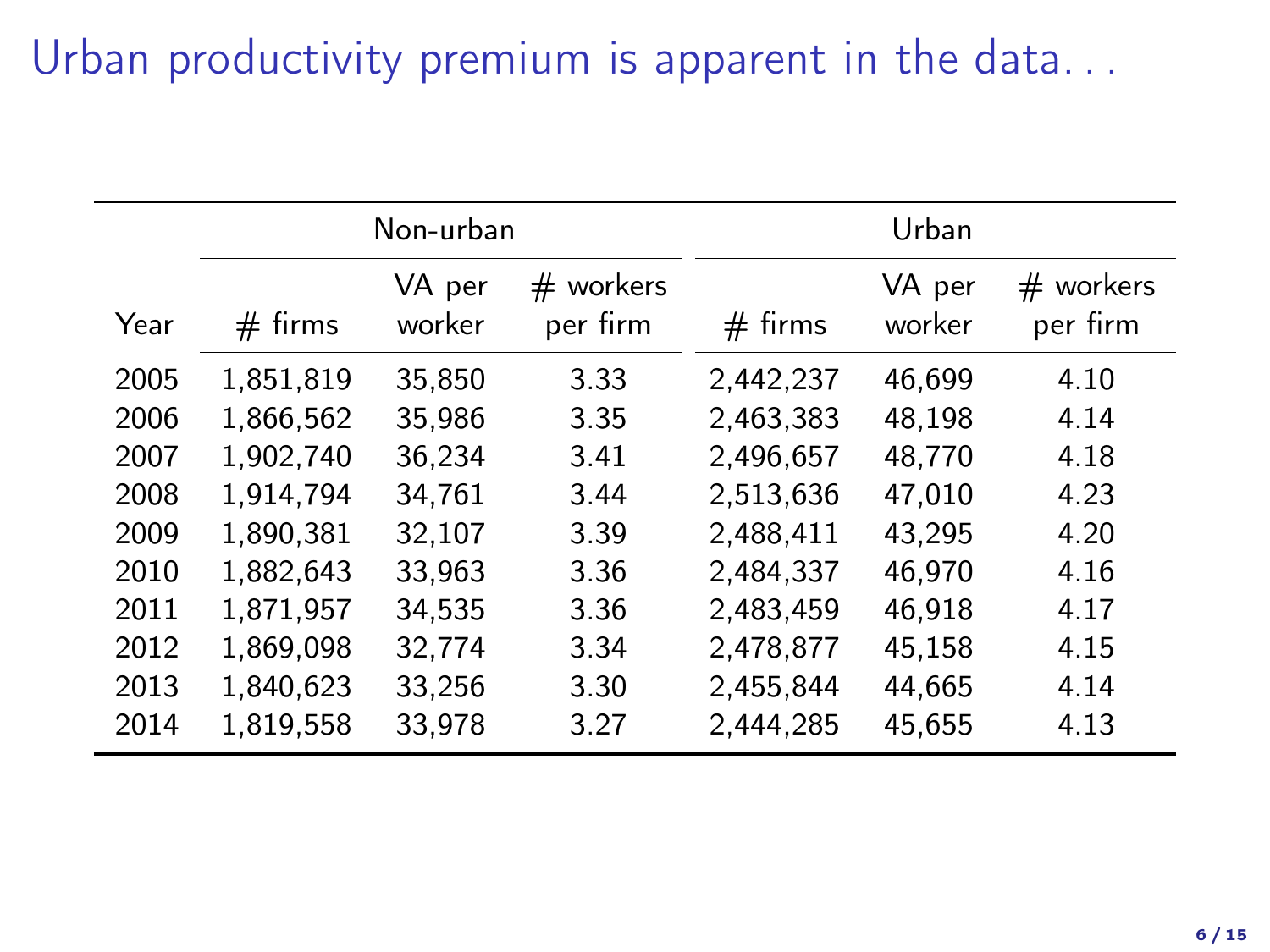# Urban productivity premium is apparent in the data...

| | Non-urban | | | Urban | | |
|---|---|---|---|---|---|---|
| Year | # firms | VA per worker | # workers per firm | # firms | VA per worker | # workers per firm |
| 2005 | 1,851,819 | 35,850 | 3.33 | 2,442,237 | 46,699 | 4.10 |
| 2006 | 1,866,562 | 35,986 | 3.35 | 2,463,383 | 48,198 | 4.14 |
| 2007 | 1,902,740 | 36,234 | 3.41 | 2,496,657 | 48,770 | 4.18 |
| 2008 | 1,914,794 | 34,761 | 3.44 | 2,513,636 | 47,010 | 4.23 |
| 2009 | 1,890,381 | 32,107 | 3.39 | 2,488,411 | 43,295 | 4.20 |
| 2010 | 1,882,643 | 33,963 | 3.36 | 2,484,337 | 46,970 | 4.16 |
| 2011 | 1,871,957 | 34,535 | 3.36 | 2,483,459 | 46,918 | 4.17 |
| 2012 | 1,869,098 | 32,774 | 3.34 | 2,478,877 | 45,158 | 4.15 |
| 2013 | 1,840,623 | 33,256 | 3.30 | 2,455,844 | 44,665 | 4.14 |
| 2014 | 1,819,558 | 33,978 | 3.27 | 2,444,285 | 45,655 | 4.13 |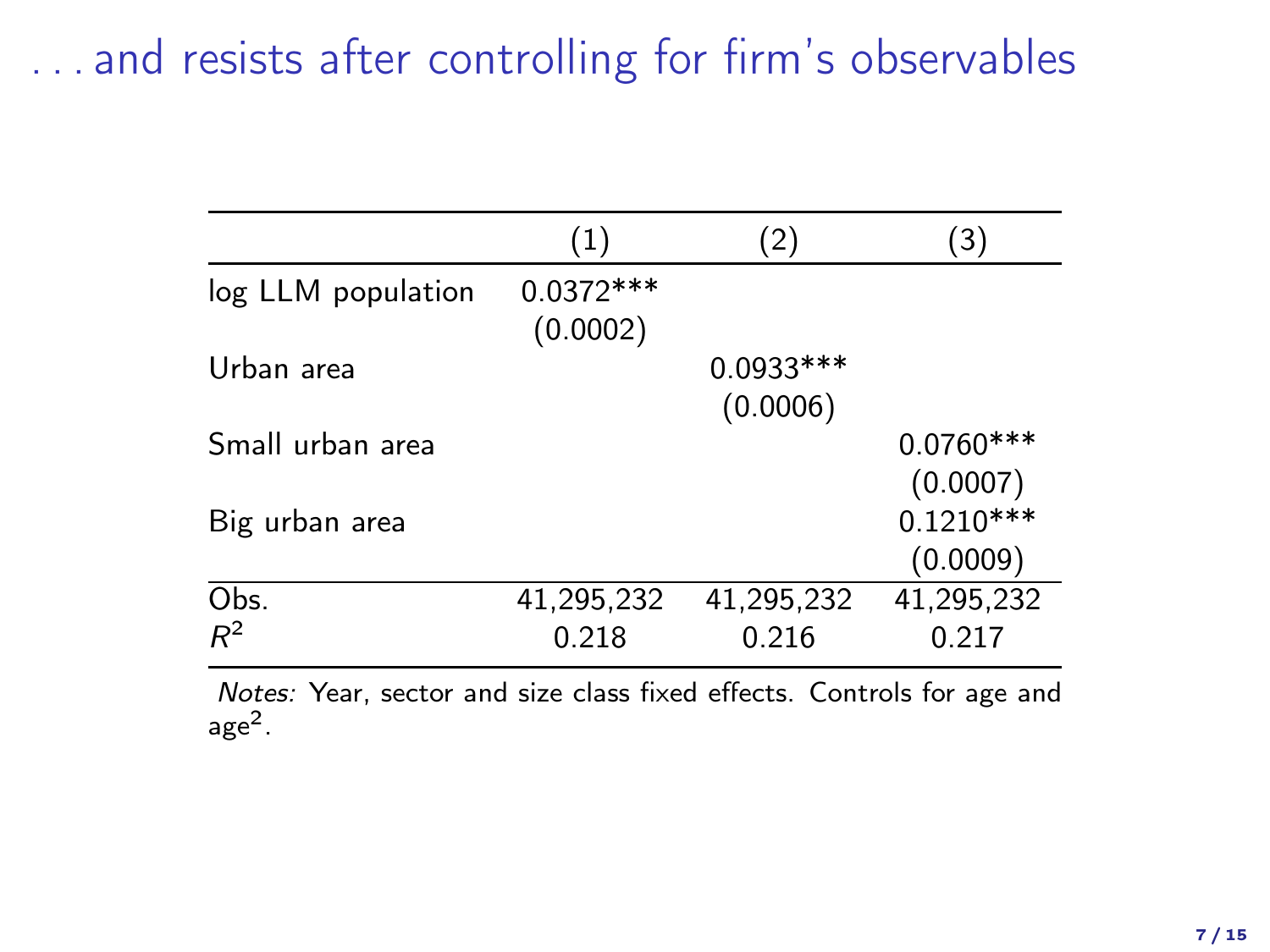# . . . and resists after controlling for firm's observables

| | (1) | (2) | (3) |
|---|---|---|---|
| log LLM population | 0.0372*** | | |
| | (0.0002) | | |
| Urban area | | 0.0933*** | |
| | | (0.0006) | |
| Small urban area | | | 0.0760*** |
| | | | (0.0007) |
| Big urban area | | | 0.1210*** |
| | | | (0.0009) |
| Obs. | 41,295,232 | 41,295,232 | 41,295,232 |
| $R^2$ | 0.218 | 0.216 | 0.217 |

*Notes:* Year, sector and size class fixed effects. Controls for age and age$^2$.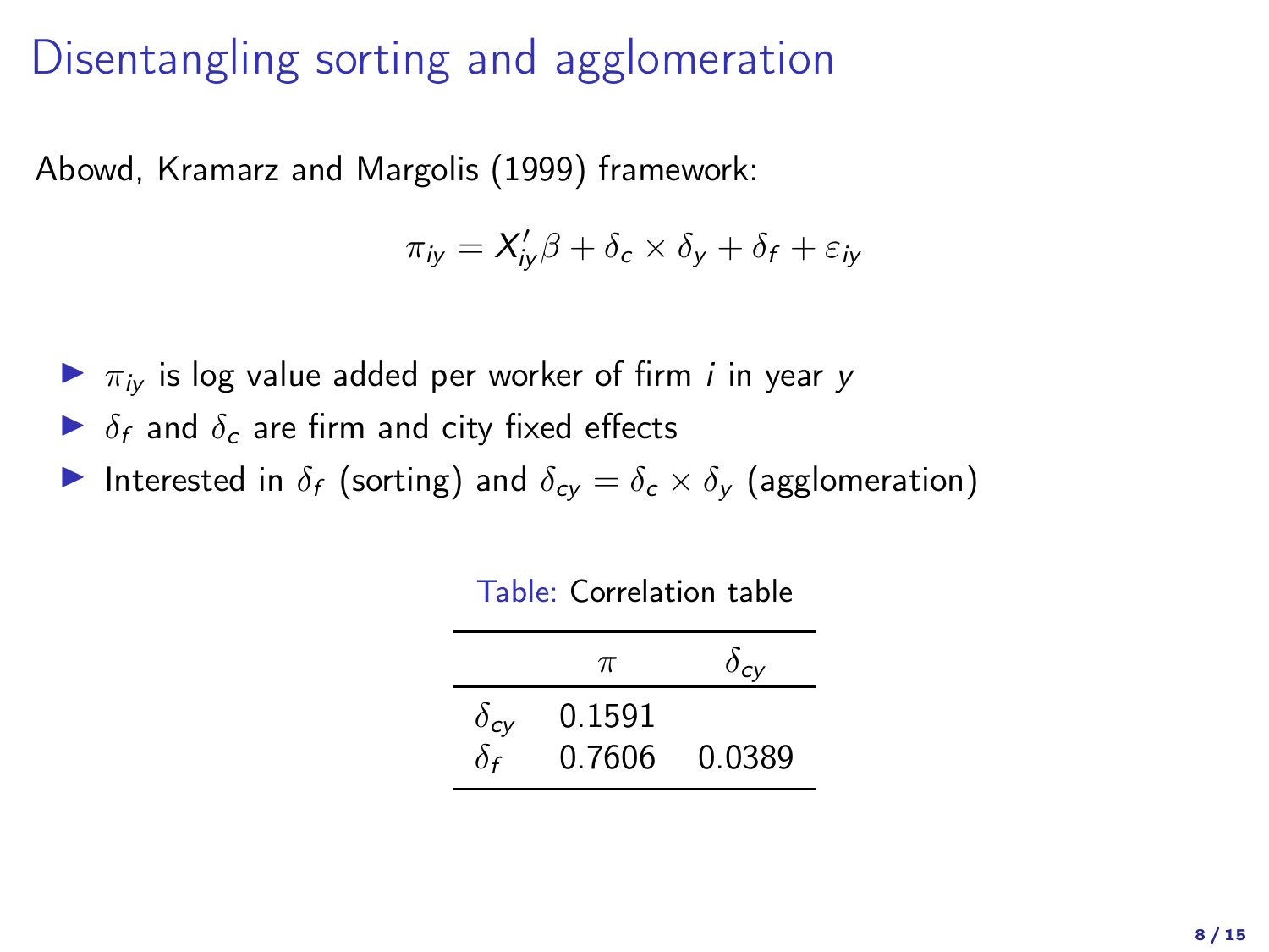# Disentangling sorting and agglomeration

Abowd, Kramarz and Margolis (1999) framework:

$$\pi_{iy} = X_{iy}'\beta + \delta_c \times \delta_y + \delta_f + \varepsilon_{iy}$$

- $\pi_{iy}$ is log value added per worker of firm $i$ in year $y$
- $\delta_f$ and $\delta_c$ are firm and city fixed effects
- Interested in $\delta_f$ (sorting) and $\delta_{cy} = \delta_c \times \delta_y$ (agglomeration)

Table: Correlation table

| | $\pi$ | $\delta_{cy}$ |
|---|---|---|
| $\delta_{cy}$ | 0.1591 | |
| $\delta_f$ | 0.7606 | 0.0389 |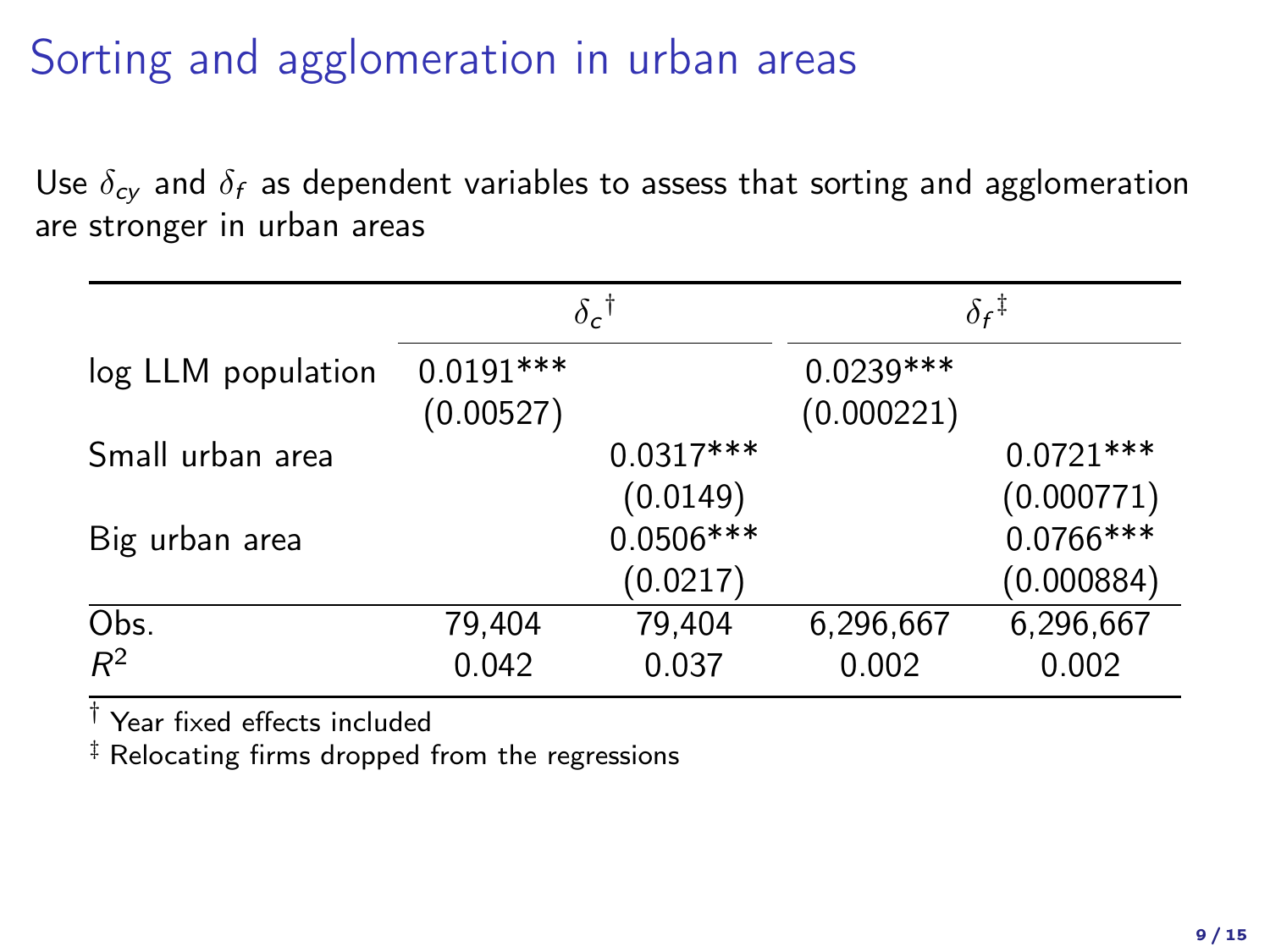# Sorting and agglomeration in urban areas

Use $\delta_{cy}$ and $\delta_f$ as dependent variables to assess that sorting and agglomeration are stronger in urban areas

| | ${\delta_c}^{\dagger}$ | | ${\delta_f}^{\ddagger}$ | |
|---|---|---|---|---|
| log LLM population | 0.0191*** | | 0.0239*** | |
| | (0.00527) | | (0.000221) | |
| Small urban area | | 0.0317*** | | 0.0721*** |
| | | (0.0149) | | (0.000771) |
| Big urban area | | 0.0506*** | | 0.0766*** |
| | | (0.0217) | | (0.000884) |
| Obs. | 79,404 | 79,404 | 6,296,667 | 6,296,667 |
| $R^2$ | 0.042 | 0.037 | 0.002 | 0.002 |

$^{\dagger}$ Year fixed effects included

$^{\ddagger}$ Relocating firms dropped from the regressions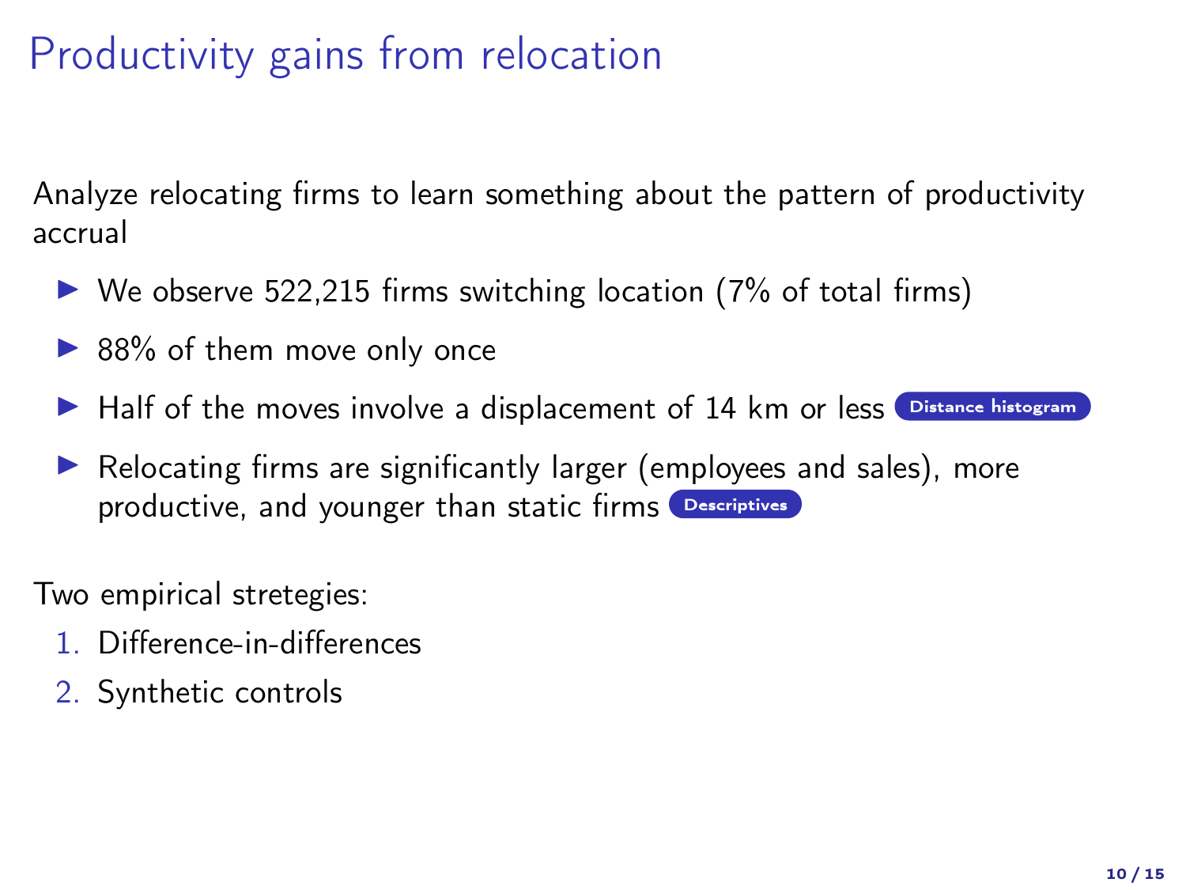# Productivity gains from relocation

Analyze relocating firms to learn something about the pattern of productivity accrual

- We observe 522,215 firms switching location (7% of total firms)
- 88% of them move only once
- Half of the moves involve a displacement of 14 km or less Distance histogram
- Relocating firms are significantly larger (employees and sales), more productive, and younger than static firms Descriptives

Two empirical stretegies:

1. Difference-in-differences
2. Synthetic controls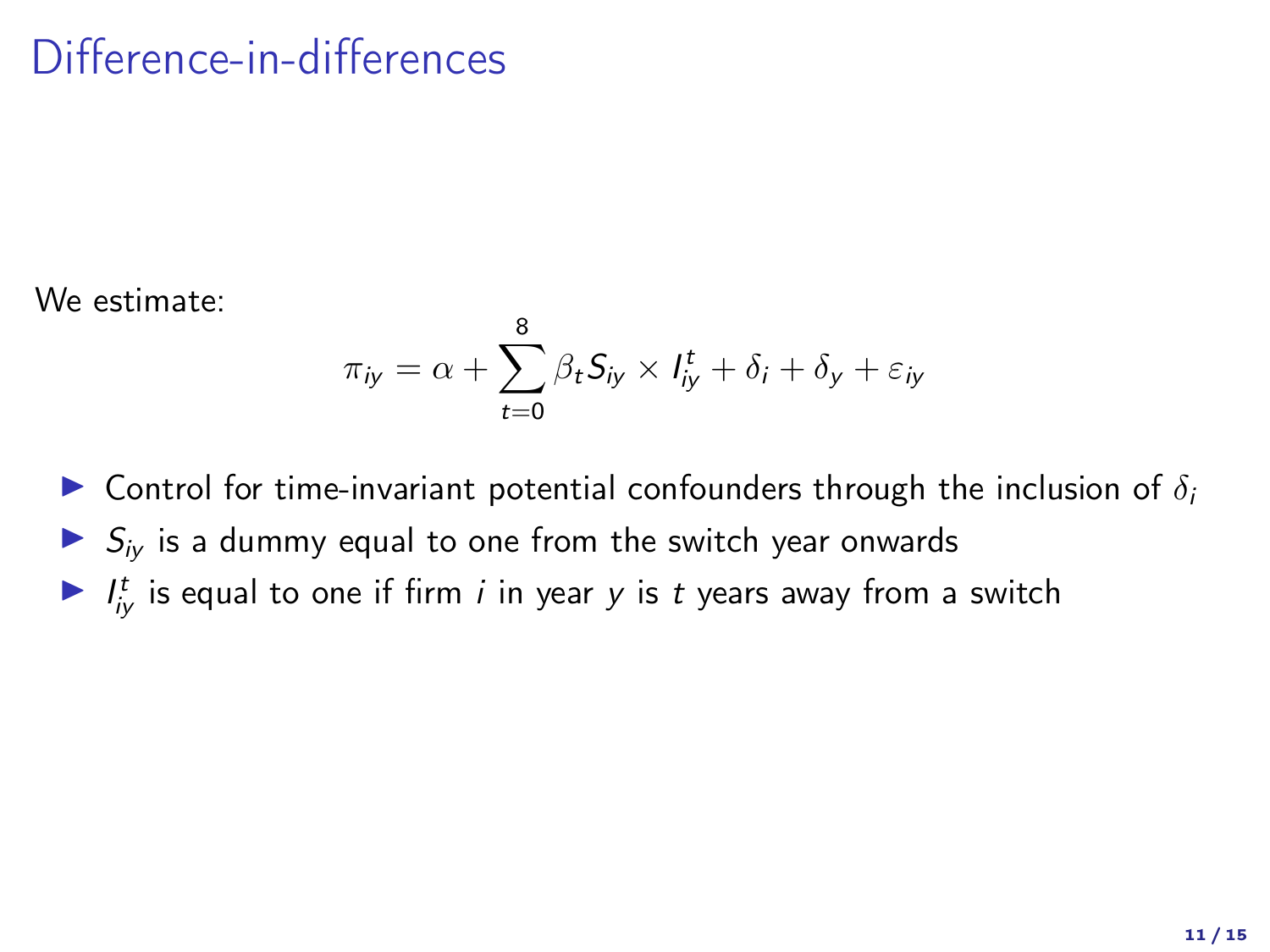# Difference-in-differences

We estimate:

$$\pi_{iy} = \alpha + \sum_{t=0}^{8} \beta_t S_{iy} \times I_{iy}^{t} + \delta_i + \delta_y + \varepsilon_{iy}$$

- Control for time-invariant potential confounders through the inclusion of $\delta_i$
- $S_{iy}$ is a dummy equal to one from the switch year onwards
- $I_{iy}^{t}$ is equal to one if firm $i$ in year $y$ is $t$ years away from a switch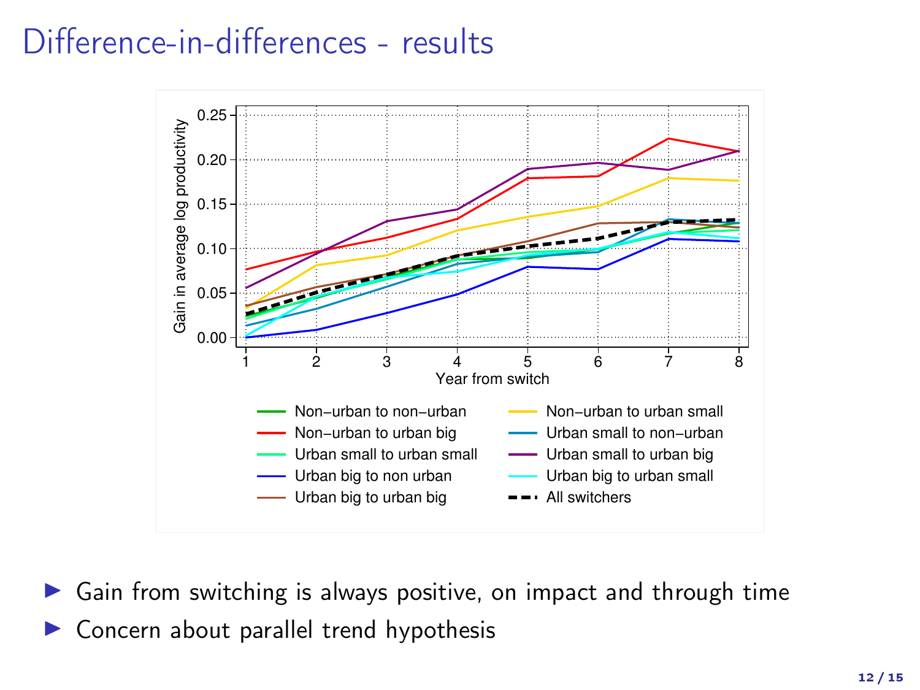# Difference-in-differences - results

- Gain from switching is always positive, on impact and through time
- Concern about parallel trend hypothesis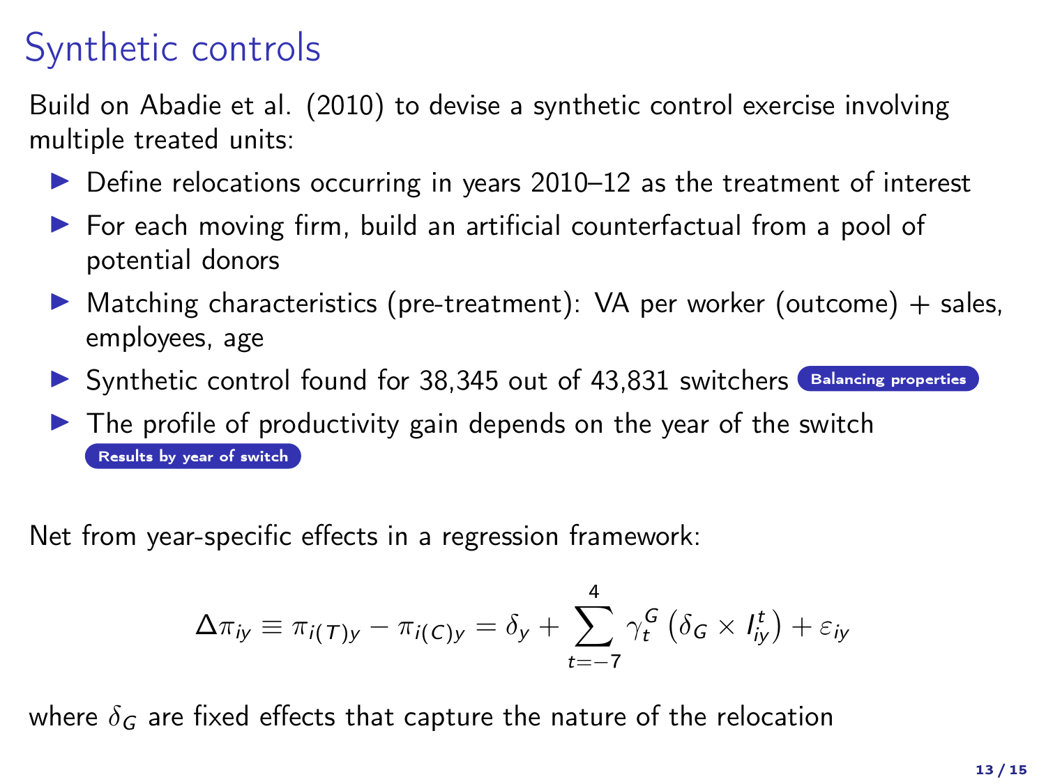# Synthetic controls

Build on Abadie et al. (2010) to devise a synthetic control exercise involving multiple treated units:

- Define relocations occurring in years 2010–12 as the treatment of interest
- For each moving firm, build an artificial counterfactual from a pool of potential donors
- Matching characteristics (pre-treatment): VA per worker (outcome) + sales, employees, age
- Synthetic control found for 38,345 out of 43,831 switchers Balancing properties
- The profile of productivity gain depends on the year of the switch Results by year of switch

Net from year-specific effects in a regression framework:

$$\Delta\pi_{iy} \equiv \pi_{i(T)y} - \pi_{i(C)y} = \delta_y + \sum_{t=-7}^{4} \gamma_t^G \left(\delta_G \times I_{iy}^t\right) + \varepsilon_{iy}$$

where $\delta_G$ are fixed effects that capture the nature of the relocation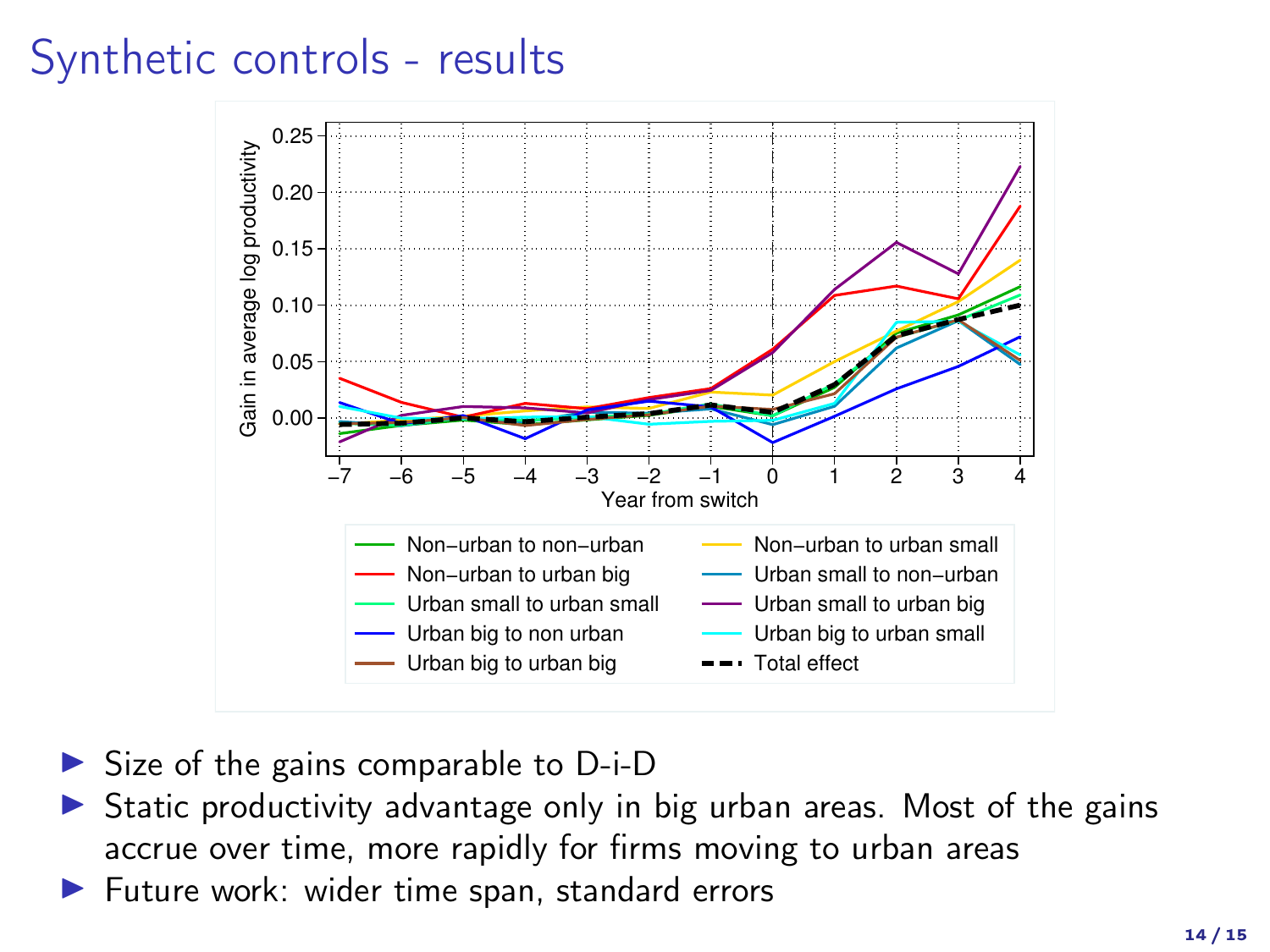# Synthetic controls - results

- Size of the gains comparable to D-i-D
- Static productivity advantage only in big urban areas. Most of the gains accrue over time, more rapidly for firms moving to urban areas
- Future work: wider time span, standard errors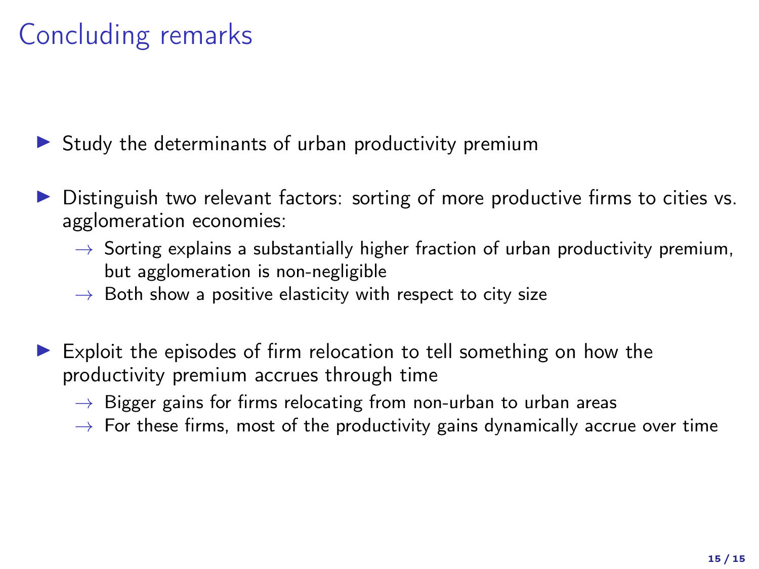# Concluding remarks

- Study the determinants of urban productivity premium
- Distinguish two relevant factors: sorting of more productive firms to cities vs. agglomeration economies:
  - → Sorting explains a substantially higher fraction of urban productivity premium, but agglomeration is non-negligible
  - → Both show a positive elasticity with respect to city size
- Exploit the episodes of firm relocation to tell something on how the productivity premium accrues through time
  - → Bigger gains for firms relocating from non-urban to urban areas
  - → For these firms, most of the productivity gains dynamically accrue over time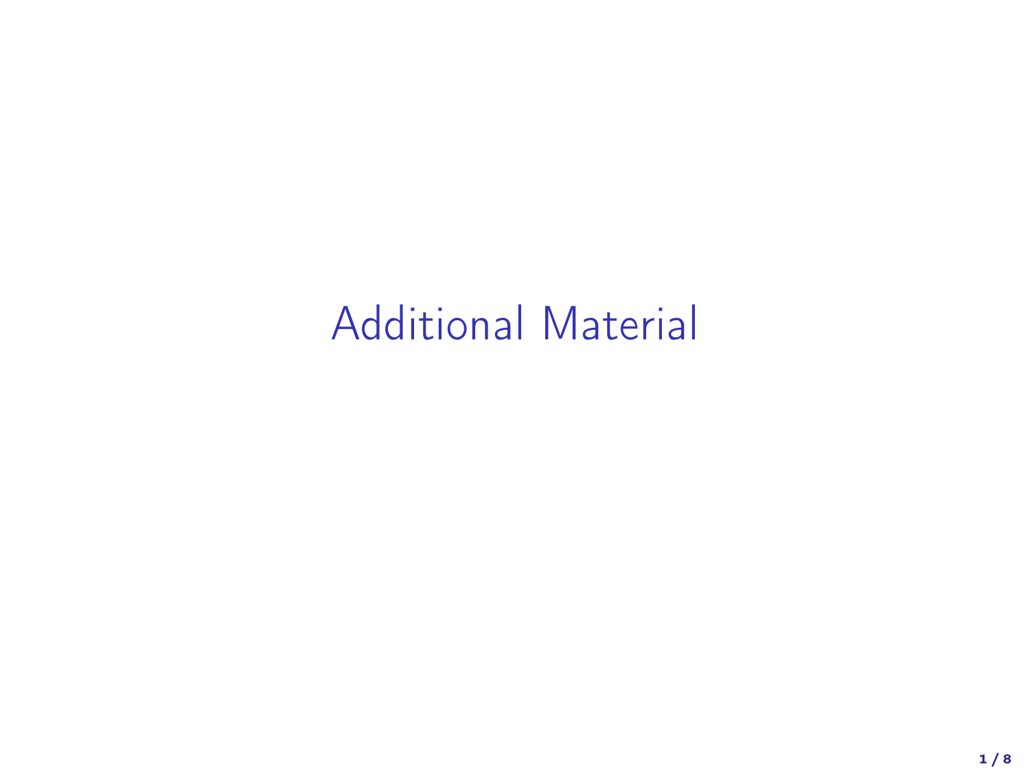# Additional Material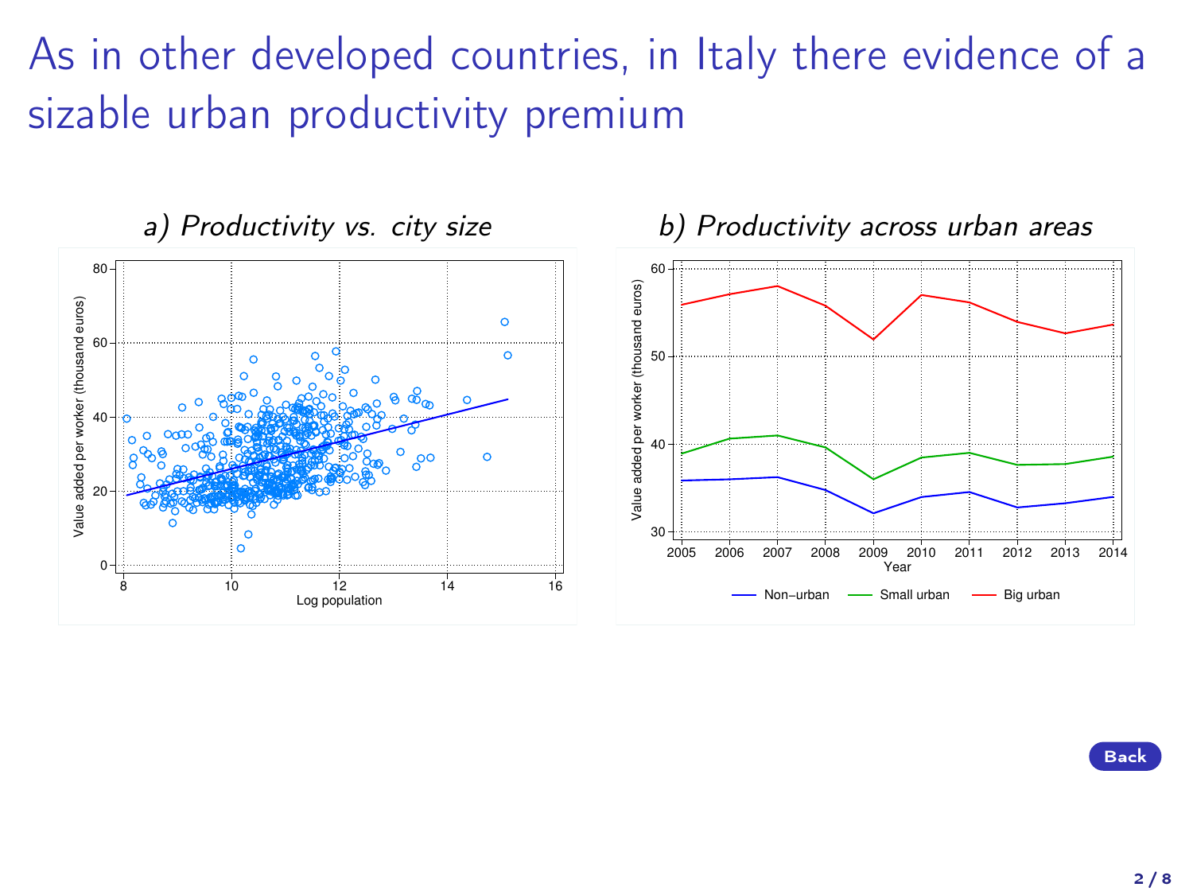# As in other developed countries, in Italy there evidence of a sizable urban productivity premium

*a) Productivity vs. city size*

*b) Productivity across urban areas*

Back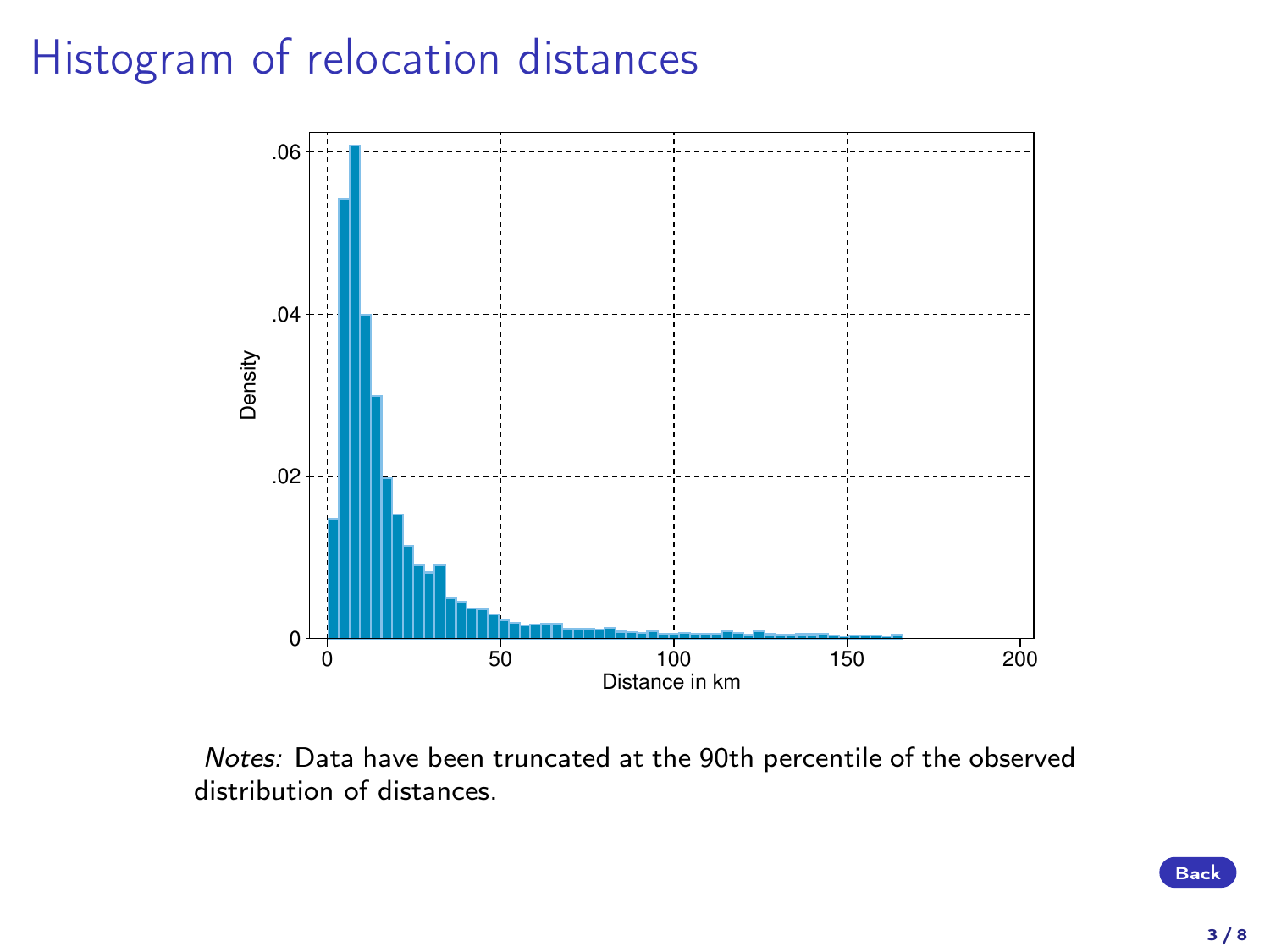# Histogram of relocation distances

*Notes:* Data have been truncated at the 90th percentile of the observed distribution of distances.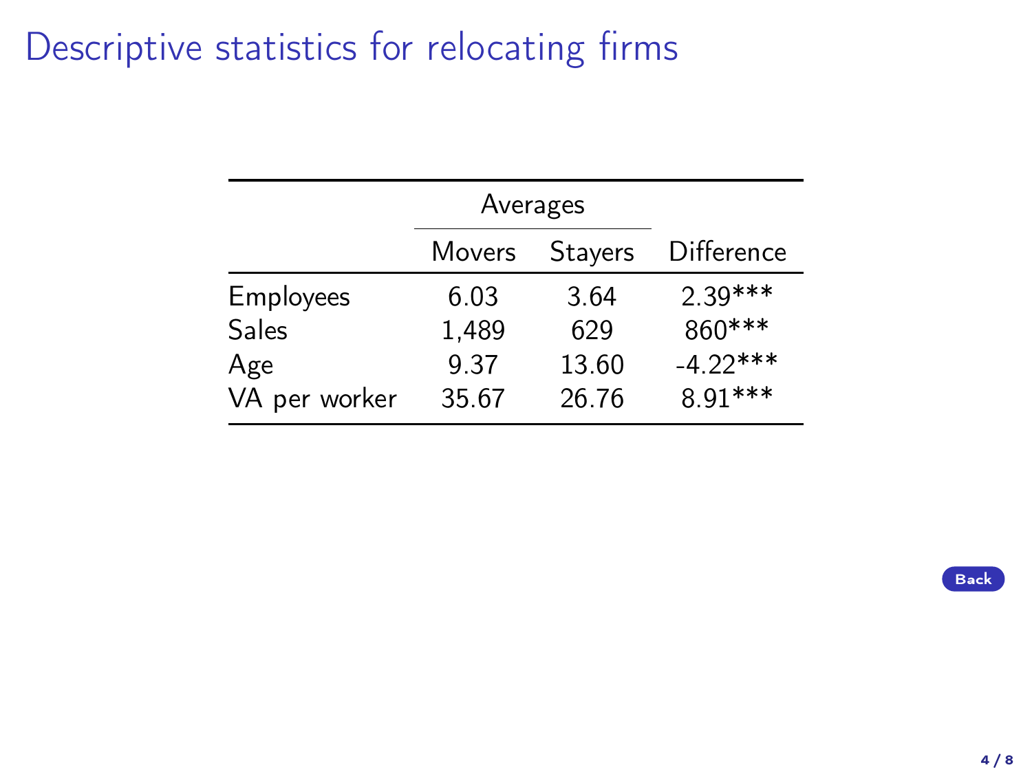# Descriptive statistics for relocating firms

| | Averages | | |
|---|---|---|---|
| | Movers | Stayers | Difference |
| Employees | 6.03 | 3.64 | 2.39*** |
| Sales | 1,489 | 629 | 860*** |
| Age | 9.37 | 13.60 | -4.22*** |
| VA per worker | 35.67 | 26.76 | 8.91*** |

Back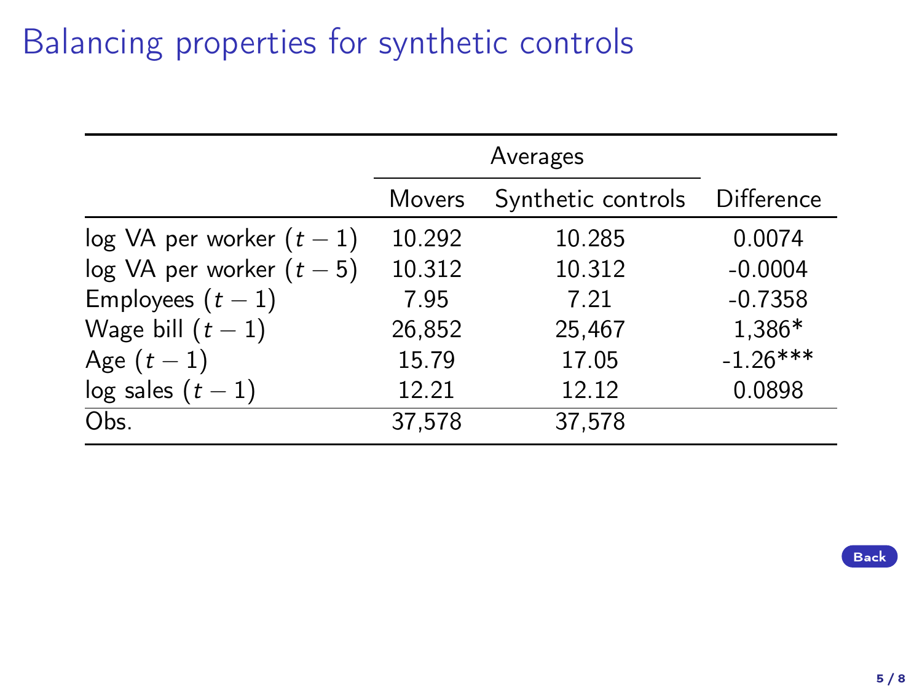# Balancing properties for synthetic controls

| | Averages | | |
|---|---|---|---|
| | Movers | Synthetic controls | Difference |
| log VA per worker $(t-1)$ | 10.292 | 10.285 | 0.0074 |
| log VA per worker $(t-5)$ | 10.312 | 10.312 | -0.0004 |
| Employees $(t-1)$ | 7.95 | 7.21 | -0.7358 |
| Wage bill $(t-1)$ | 26,852 | 25,467 | 1,386* |
| Age $(t-1)$ | 15.79 | 17.05 | -1.26*** |
| log sales $(t-1)$ | 12.21 | 12.12 | 0.0898 |
| Obs. | 37,578 | 37,578 | |

Back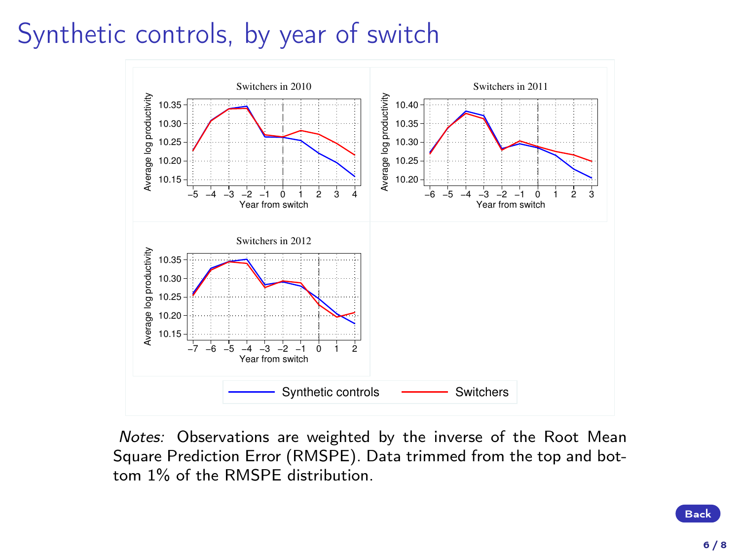# Synthetic controls, by year of switch

*Notes:* Observations are weighted by the inverse of the Root Mean Square Prediction Error (RMSPE). Data trimmed from the top and bottom 1% of the RMSPE distribution.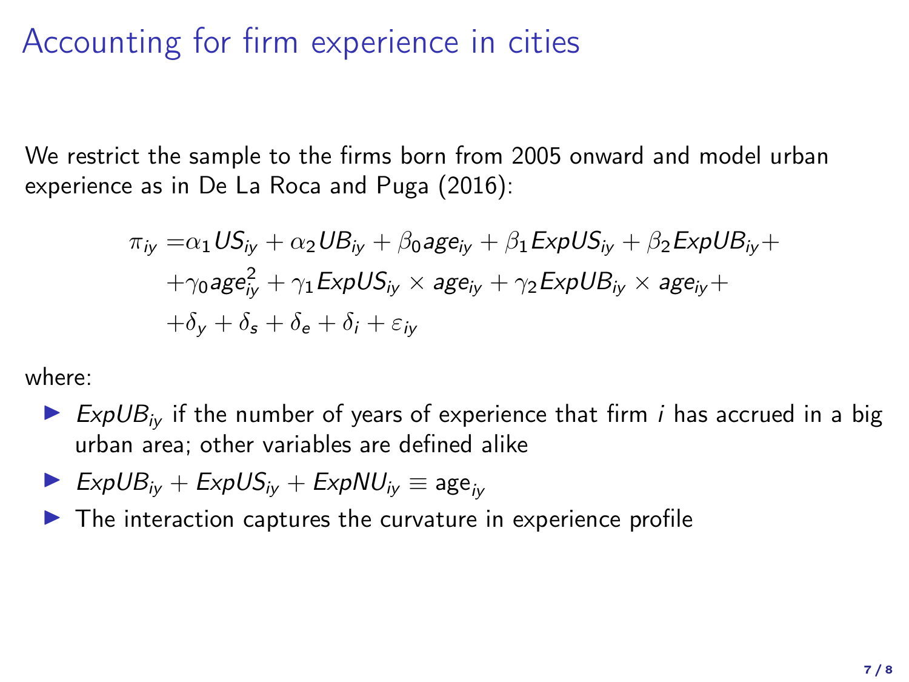# Accounting for firm experience in cities

We restrict the sample to the firms born from 2005 onward and model urban experience as in De La Roca and Puga (2016):

$$
\begin{aligned}
\pi_{iy} =& \alpha_1 US_{iy} + \alpha_2 UB_{iy} + \beta_0 age_{iy} + \beta_1 ExpUS_{iy} + \beta_2 ExpUB_{iy} + \\
&+ \gamma_0 age_{iy}^2 + \gamma_1 ExpUS_{iy} \times age_{iy} + \gamma_2 ExpUB_{iy} \times age_{iy} + \\
&+ \delta_y + \delta_s + \delta_e + \delta_i + \varepsilon_{iy}
\end{aligned}
$$

where:

- $ExpUB_{iy}$ if the number of years of experience that firm $i$ has accrued in a big urban area; other variables are defined alike
- $ExpUB_{iy} + ExpUS_{iy} + ExpNU_{iy} \equiv \text{age}_{iy}$
- The interaction captures the curvature in experience profile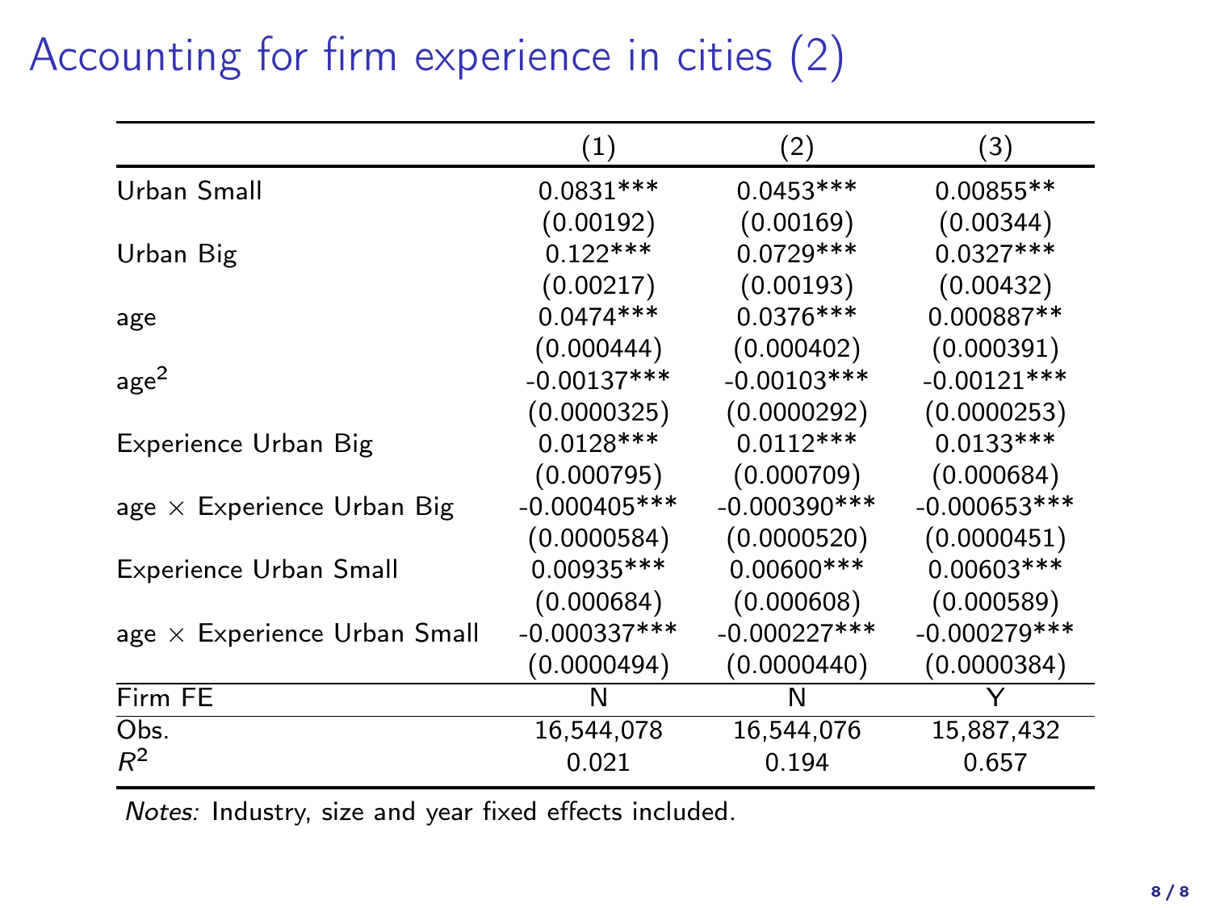# Accounting for firm experience in cities (2)

| | (1) | (2) | (3) |
|---|---|---|---|
| Urban Small | 0.0831*** | 0.0453*** | 0.00855** |
| | (0.00192) | (0.00169) | (0.00344) |
| Urban Big | 0.122*** | 0.0729*** | 0.0327*** |
| | (0.00217) | (0.00193) | (0.00432) |
| age | 0.0474*** | 0.0376*** | 0.000887** |
| | (0.000444) | (0.000402) | (0.000391) |
| $age^2$ | -0.00137*** | -0.00103*** | -0.00121*** |
| | (0.0000325) | (0.0000292) | (0.0000253) |
| Experience Urban Big | 0.0128*** | 0.0112*** | 0.0133*** |
| | (0.000795) | (0.000709) | (0.000684) |
| age $\times$ Experience Urban Big | -0.000405*** | -0.000390*** | -0.000653*** |
| | (0.0000584) | (0.0000520) | (0.0000451) |
| Experience Urban Small | 0.00935*** | 0.00600*** | 0.00603*** |
| | (0.000684) | (0.000608) | (0.000589) |
| age $\times$ Experience Urban Small | -0.000337*** | -0.000227*** | -0.000279*** |
| | (0.0000494) | (0.0000440) | (0.0000384) |
| Firm FE | N | N | Y |
| Obs. | 16,544,078 | 16,544,076 | 15,887,432 |
| $R^2$ | 0.021 | 0.194 | 0.657 |

*Notes:* Industry, size and year fixed effects included.